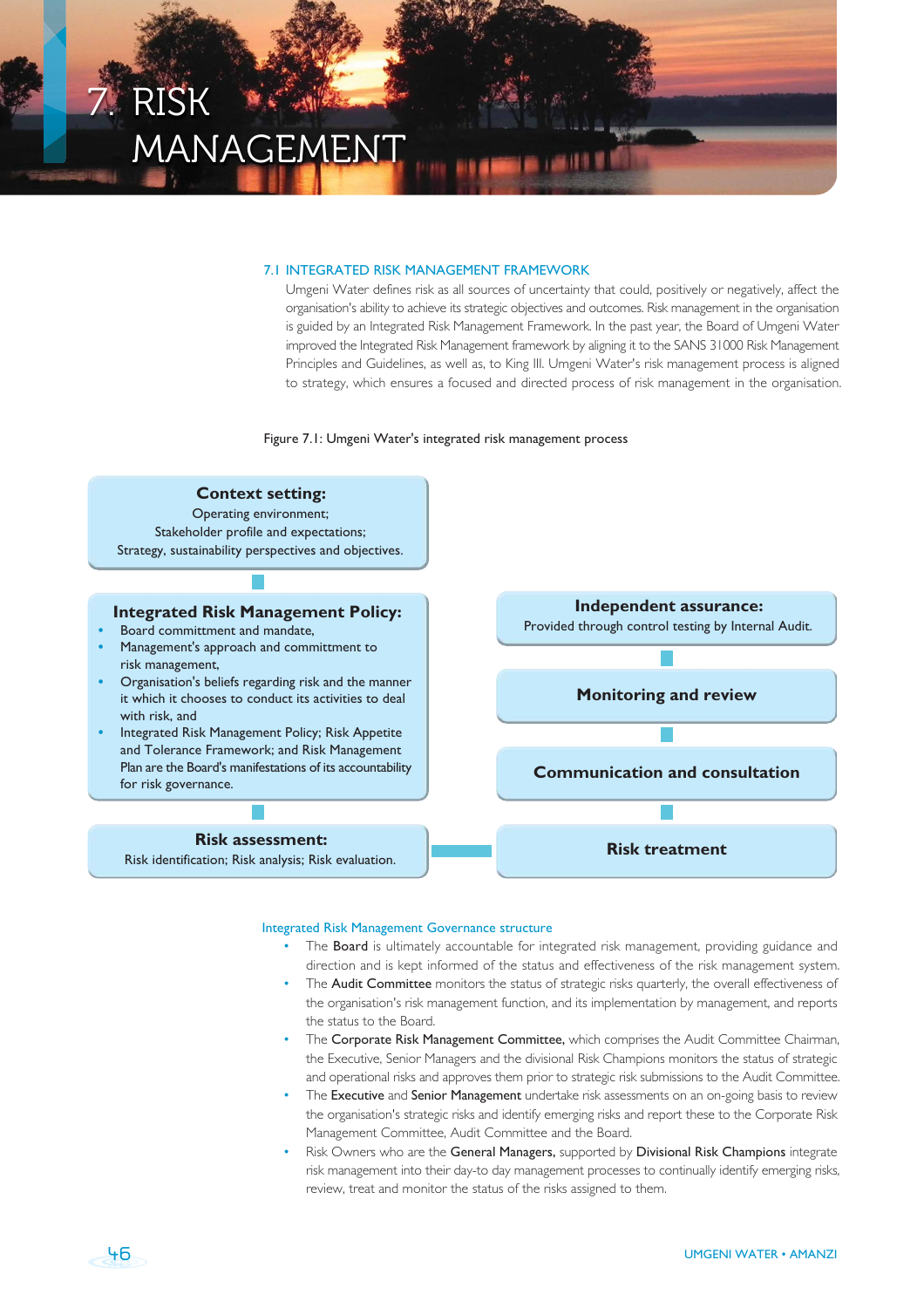# 7. RISK MANAGEMENT

## 7.1 INTEGRATED RISK MANAGEMENT FRAMEWORK

Umgeni Water defines risk as all sources of uncertainty that could, positively or negatively, affect the organisation's ability to achieve its strategic objectives and outcomes. Risk management in the organisation is guided by an Integrated Risk Management Framework. In the past year, the Board of Umgeni Water improved the Integrated Risk Management framework by aligning it to the SANS 31000 Risk Management Principles and Guidelines, as well as, to King III. Umgeni Water's risk management process is aligned to strategy, which ensures a focused and directed process of risk management in the organisation.

Figure 7.1: Umgeni Water's integrated risk management process

**Context setting:**
Operating environment;
Stakeholder profile and expectations;
Strategy, sustainability perspectives and objectives.

**Integrated Risk Management Policy:**
- Board committment and mandate,
- Management's approach and committment to risk management,
- Organisation's beliefs regarding risk and the manner it which it chooses to conduct its activities to deal with risk, and
- Integrated Risk Management Policy; Risk Appetite and Tolerance Framework; and Risk Management Plan are the Board's manifestations of its accountability for risk governance.

**Risk assessment:**
Risk identification; Risk analysis; Risk evaluation.

**Risk treatment**

**Communication and consultation**

**Monitoring and review**

**Independent assurance:**
Provided through control testing by Internal Audit.

### Integrated Risk Management Governance structure

- The **Board** is ultimately accountable for integrated risk management, providing guidance and direction and is kept informed of the status and effectiveness of the risk management system.
- The **Audit Committee** monitors the status of strategic risks quarterly, the overall effectiveness of the organisation's risk management function, and its implementation by management, and reports the status to the Board.
- The **Corporate Risk Management Committee,** which comprises the Audit Committee Chairman, the Executive, Senior Managers and the divisional Risk Champions monitors the status of strategic and operational risks and approves them prior to strategic risk submissions to the Audit Committee.
- The **Executive** and **Senior Management** undertake risk assessments on an on-going basis to review the organisation's strategic risks and identify emerging risks and report these to the Corporate Risk Management Committee, Audit Committee and the Board.
- Risk Owners who are the **General Managers,** supported by **Divisional Risk Champions** integrate risk management into their day-to day management processes to continually identify emerging risks, review, treat and monitor the status of the risks assigned to them.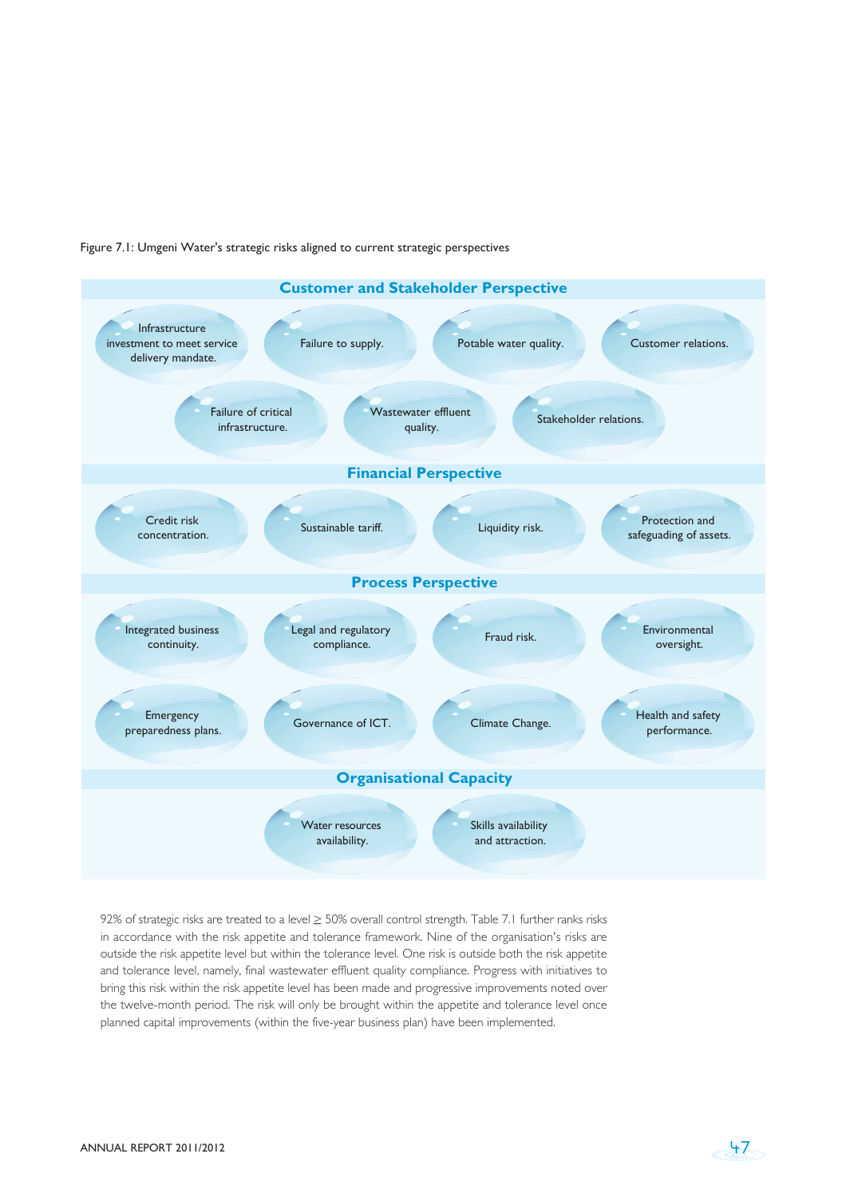Figure 7.1: Umgeni Water's strategic risks aligned to current strategic perspectives

## Customer and Stakeholder Perspective

- Infrastructure investment to meet service delivery mandate.
- Failure to supply.
- Potable water quality.
- Customer relations.
- Failure of critical infrastructure.
- Wastewater effluent quality.
- Stakeholder relations.

## Financial Perspective

- Credit risk concentration.
- Sustainable tariff.
- Liquidity risk.
- Protection and safeguarding of assets.

## Process Perspective

- Integrated business continuity.
- Legal and regulatory compliance.
- Fraud risk.
- Environmental oversight.
- Emergency preparedness plans.
- Governance of ICT.
- Climate Change.
- Health and safety performance.

## Organisational Capacity

- Water resources availability.
- Skills availability and attraction.

92% of strategic risks are treated to a level ≥ 50% overall control strength. Table 7.1 further ranks risks in accordance with the risk appetite and tolerance framework. Nine of the organisation's risks are outside the risk appetite level but within the tolerance level. One risk is outside both the risk appetite and tolerance level, namely, final wastewater effluent quality compliance. Progress with initiatives to bring this risk within the risk appetite level has been made and progressive improvements noted over the twelve-month period. The risk will only be brought within the appetite and tolerance level once planned capital improvements (within the five-year business plan) have been implemented.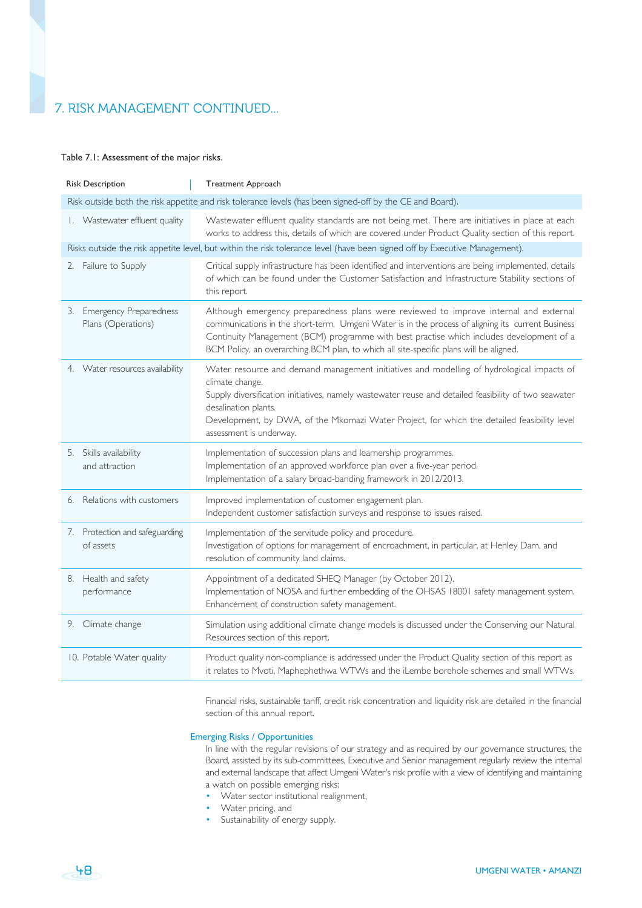## 7. RISK MANAGEMENT CONTINUED...

Table 7.1: Assessment of the major risks.

| Risk Description | Treatment Approach |
|---|---|
| Risk outside both the risk appetite and risk tolerance levels (has been signed-off by the CE and Board). | |
| 1. Wastewater effluent quality | Wastewater effluent quality standards are not being met. There are initiatives in place at each works to address this, details of which are covered under Product Quality section of this report. |
| Risks outside the risk appetite level, but within the risk tolerance level (have been signed off by Executive Management). | |
| 2. Failure to Supply | Critical supply infrastructure has been identified and interventions are being implemented, details of which can be found under the Customer Satisfaction and Infrastructure Stability sections of this report. |
| 3. Emergency Preparedness Plans (Operations) | Although emergency preparedness plans were reviewed to improve internal and external communications in the short-term, Umgeni Water is in the process of aligning its current Business Continuity Management (BCM) programme with best practise which includes development of a BCM Policy, an overarching BCM plan, to which all site-specific plans will be aligned. |
| 4. Water resources availability | Water resource and demand management initiatives and modelling of hydrological impacts of climate change.<br>Supply diversification initiatives, namely wastewater reuse and detailed feasibility of two seawater desalination plants.<br>Development, by DWA, of the Mkomazi Water Project, for which the detailed feasibility level assessment is underway. |
| 5. Skills availability and attraction | Implementation of succession plans and learnership programmes.<br>Implementation of an approved workforce plan over a five-year period.<br>Implementation of a salary broad-banding framework in 2012/2013. |
| 6. Relations with customers | Improved implementation of customer engagement plan.<br>Independent customer satisfaction surveys and response to issues raised. |
| 7. Protection and safeguarding of assets | Implementation of the servitude policy and procedure.<br>Investigation of options for management of encroachment, in particular, at Henley Dam, and resolution of community land claims. |
| 8. Health and safety performance | Appointment of a dedicated SHEQ Manager (by October 2012).<br>Implementation of NOSA and further embedding of the OHSAS 18001 safety management system.<br>Enhancement of construction safety management. |
| 9. Climate change | Simulation using additional climate change models is discussed under the Conserving our Natural Resources section of this report. |
| 10. Potable Water quality | Product quality non-compliance is addressed under the Product Quality section of this report as it relates to Mvoti, Maphephethwa WTWs and the iLembe borehole schemes and small WTWs. |

Financial risks, sustainable tariff, credit risk concentration and liquidity risk are detailed in the financial section of this annual report.

### Emerging Risks / Opportunities

In line with the regular revisions of our strategy and as required by our governance structures, the Board, assisted by its sub-committees, Executive and Senior management regularly review the internal and external landscape that affect Umgeni Water's risk profile with a view of identifying and maintaining a watch on possible emerging risks:

- Water sector institutional realignment,
- Water pricing, and
- Sustainability of energy supply.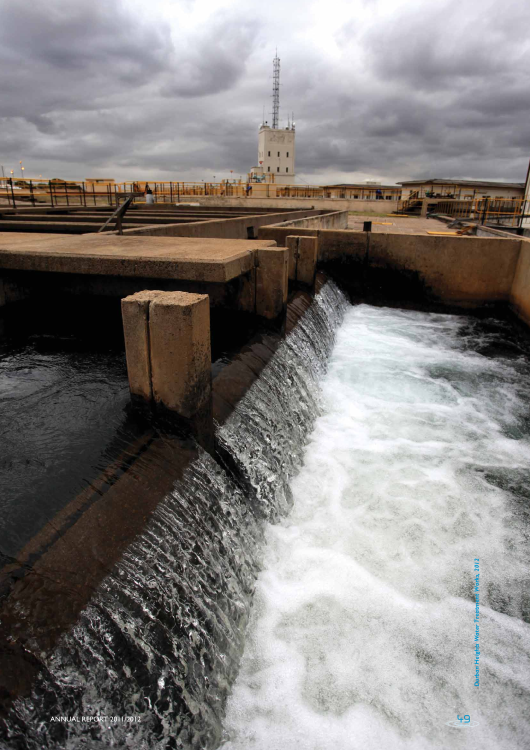Durban Heights Water Treatment Works, 2012